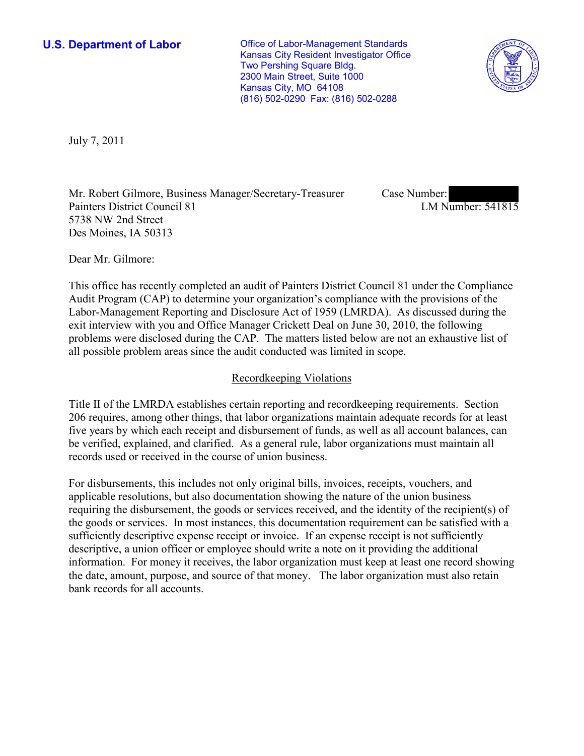**U.S. Department of Labor**

Office of Labor-Management Standards
Kansas City Resident Investigator Office
Two Pershing Square Bldg.
2300 Main Street, Suite 1000
Kansas City, MO 64108
(816) 502-0290 Fax: (816) 502-0288

July 7, 2011

Mr. Robert Gilmore, Business Manager/Secretary-Treasurer
Painters District Council 81
5738 NW 2nd Street
Des Moines, IA 50313

Case Number: 
LM Number: 541815

Dear Mr. Gilmore:

This office has recently completed an audit of Painters District Council 81 under the Compliance Audit Program (CAP) to determine your organization's compliance with the provisions of the Labor-Management Reporting and Disclosure Act of 1959 (LMRDA). As discussed during the exit interview with you and Office Manager Crickett Deal on June 30, 2010, the following problems were disclosed during the CAP. The matters listed below are not an exhaustive list of all possible problem areas since the audit conducted was limited in scope.

## Recordkeeping Violations

Title II of the LMRDA establishes certain reporting and recordkeeping requirements. Section 206 requires, among other things, that labor organizations maintain adequate records for at least five years by which each receipt and disbursement of funds, as well as all account balances, can be verified, explained, and clarified. As a general rule, labor organizations must maintain all records used or received in the course of union business.

For disbursements, this includes not only original bills, invoices, receipts, vouchers, and applicable resolutions, but also documentation showing the nature of the union business requiring the disbursement, the goods or services received, and the identity of the recipient(s) of the goods or services. In most instances, this documentation requirement can be satisfied with a sufficiently descriptive expense receipt or invoice. If an expense receipt is not sufficiently descriptive, a union officer or employee should write a note on it providing the additional information. For money it receives, the labor organization must keep at least one record showing the date, amount, purpose, and source of that money. The labor organization must also retain bank records for all accounts.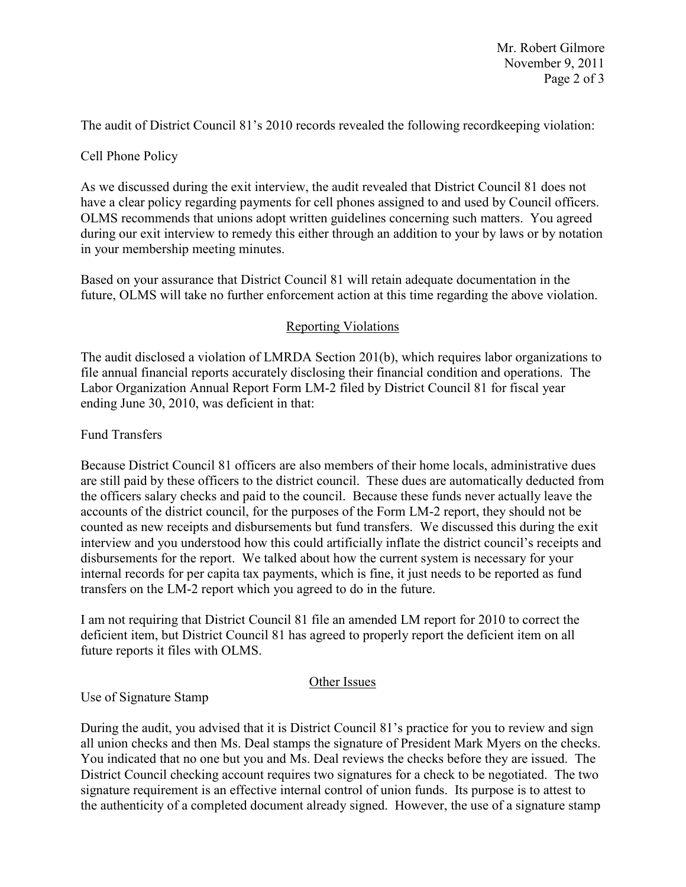The audit of District Council 81's 2010 records revealed the following recordkeeping violation:

Cell Phone Policy

As we discussed during the exit interview, the audit revealed that District Council 81 does not have a clear policy regarding payments for cell phones assigned to and used by Council officers. OLMS recommends that unions adopt written guidelines concerning such matters. You agreed during our exit interview to remedy this either through an addition to your by laws or by notation in your membership meeting minutes.

Based on your assurance that District Council 81 will retain adequate documentation in the future, OLMS will take no further enforcement action at this time regarding the above violation.

## Reporting Violations

The audit disclosed a violation of LMRDA Section 201(b), which requires labor organizations to file annual financial reports accurately disclosing their financial condition and operations. The Labor Organization Annual Report Form LM-2 filed by District Council 81 for fiscal year ending June 30, 2010, was deficient in that:

Fund Transfers

Because District Council 81 officers are also members of their home locals, administrative dues are still paid by these officers to the district council. These dues are automatically deducted from the officers salary checks and paid to the council. Because these funds never actually leave the accounts of the district council, for the purposes of the Form LM-2 report, they should not be counted as new receipts and disbursements but fund transfers. We discussed this during the exit interview and you understood how this could artificially inflate the district council's receipts and disbursements for the report. We talked about how the current system is necessary for your internal records for per capita tax payments, which is fine, it just needs to be reported as fund transfers on the LM-2 report which you agreed to do in the future.

I am not requiring that District Council 81 file an amended LM report for 2010 to correct the deficient item, but District Council 81 has agreed to properly report the deficient item on all future reports it files with OLMS.

## Other Issues

Use of Signature Stamp

During the audit, you advised that it is District Council 81's practice for you to review and sign all union checks and then Ms. Deal stamps the signature of President Mark Myers on the checks. You indicated that no one but you and Ms. Deal reviews the checks before they are issued. The District Council checking account requires two signatures for a check to be negotiated. The two signature requirement is an effective internal control of union funds. Its purpose is to attest to the authenticity of a completed document already signed. However, the use of a signature stamp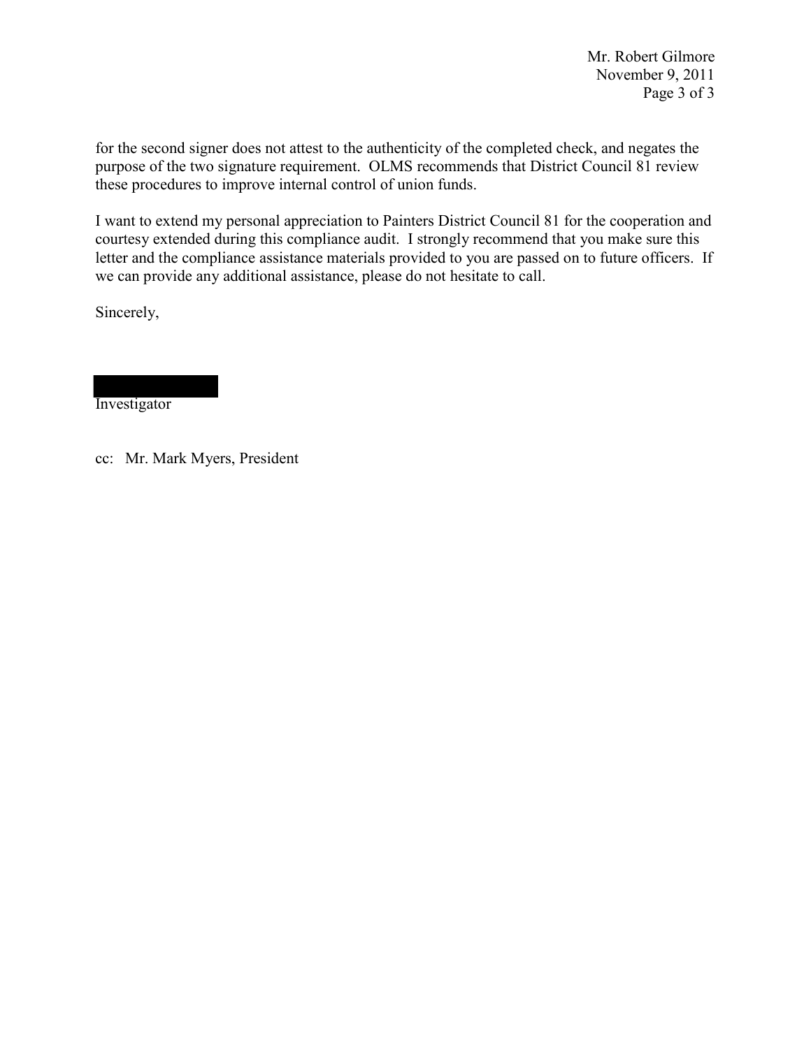for the second signer does not attest to the authenticity of the completed check, and negates the purpose of the two signature requirement. OLMS recommends that District Council 81 review these procedures to improve internal control of union funds.

I want to extend my personal appreciation to Painters District Council 81 for the cooperation and courtesy extended during this compliance audit. I strongly recommend that you make sure this letter and the compliance assistance materials provided to you are passed on to future officers. If we can provide any additional assistance, please do not hesitate to call.

Sincerely,

Investigator

cc: Mr. Mark Myers, President